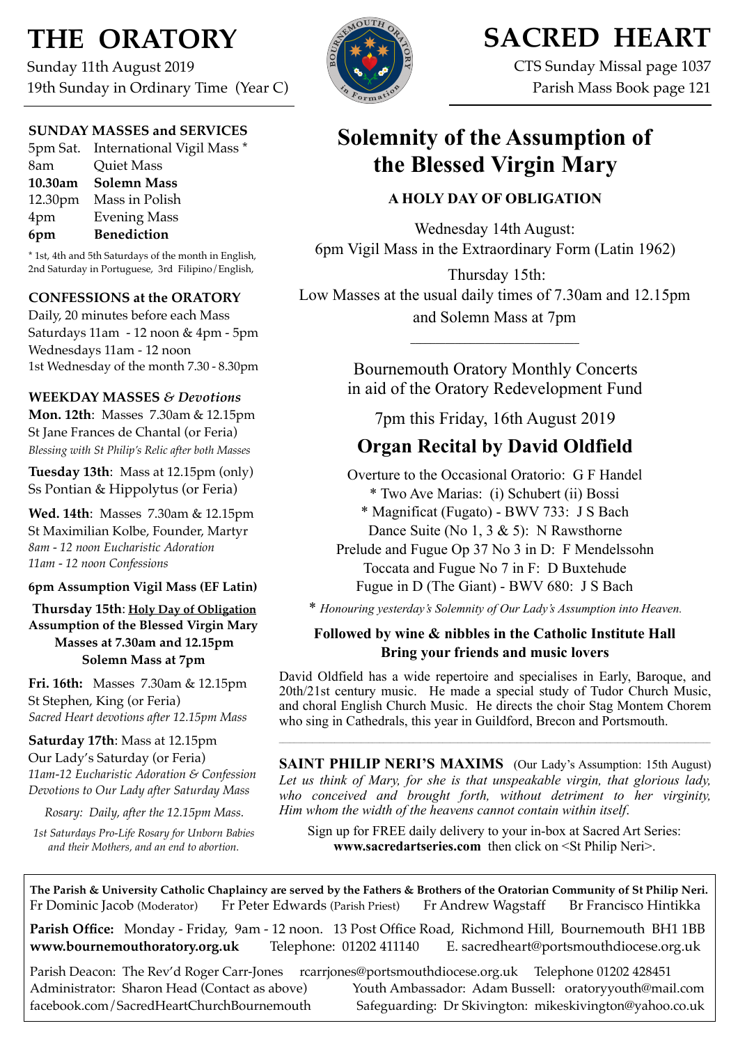# THE ORATORY

Sunday 11th August 2019
19th Sunday in Ordinary Time (Year C)

# SACRED HEART

CTS Sunday Missal page 1037
Parish Mass Book page 121

### SUNDAY MASSES and SERVICES

| | |
|---|---|
| 5pm Sat. | International Vigil Mass * |
| 8am | Quiet Mass |
| **10.30am** | **Solemn Mass** |
| 12.30pm | Mass in Polish |
| 4pm | Evening Mass |
| **6pm** | **Benediction** |

* 1st, 4th and 5th Saturdays of the month in English, 2nd Saturday in Portuguese, 3rd Filipino/English,

### CONFESSIONS at the ORATORY

Daily, 20 minutes before each Mass
Saturdays 11am - 12 noon & 4pm - 5pm
Wednesdays 11am - 12 noon
1st Wednesday of the month 7.30 - 8.30pm

### WEEKDAY MASSES *& Devotions*

**Mon. 12th**: Masses 7.30am & 12.15pm
St Jane Frances de Chantal (or Feria)
*Blessing with St Philip's Relic after both Masses*

**Tuesday 13th**: Mass at 12.15pm (only)
Ss Pontian & Hippolytus (or Feria)

**Wed. 14th**: Masses 7.30am & 12.15pm
St Maximilian Kolbe, Founder, Martyr
*8am - 12 noon Eucharistic Adoration*
*11am - 12 noon Confessions*

**6pm Assumption Vigil Mass (EF Latin)**

**Thursday 15th**: **Holy Day of Obligation**
**Assumption of the Blessed Virgin Mary**
**Masses at 7.30am and 12.15pm**
**Solemn Mass at 7pm**

**Fri. 16th:** Masses 7.30am & 12.15pm
St Stephen, King (or Feria)
*Sacred Heart devotions after 12.15pm Mass*

**Saturday 17th**: Mass at 12.15pm
Our Lady's Saturday (or Feria)
*11am-12 Eucharistic Adoration & Confession*
*Devotions to Our Lady after Saturday Mass*

*Rosary: Daily, after the 12.15pm Mass.*

*1st Saturdays Pro-Life Rosary for Unborn Babies and their Mothers, and an end to abortion.*

## Solemnity of the Assumption of the Blessed Virgin Mary

**A HOLY DAY OF OBLIGATION**

Wednesday 14th August:
6pm Vigil Mass in the Extraordinary Form (Latin 1962)

Thursday 15th:
Low Masses at the usual daily times of 7.30am and 12.15pm
and Solemn Mass at 7pm

---

Bournemouth Oratory Monthly Concerts
in aid of the Oratory Redevelopment Fund

7pm this Friday, 16th August 2019

## Organ Recital by David Oldfield

Overture to the Occasional Oratorio: G F Handel
* Two Ave Marias: (i) Schubert (ii) Bossi
* Magnificat (Fugato) - BWV 733: J S Bach
Dance Suite (No 1, 3 & 5): N Rawsthorne
Prelude and Fugue Op 37 No 3 in D: F Mendelssohn
Toccata and Fugue No 7 in F: D Buxtehude
Fugue in D (The Giant) - BWV 680: J S Bach

* *Honouring yesterday's Solemnity of Our Lady's Assumption into Heaven.*

**Followed by wine & nibbles in the Catholic Institute Hall**
**Bring your friends and music lovers**

David Oldfield has a wide repertoire and specialises in Early, Baroque, and 20th/21st century music. He made a special study of Tudor Church Music, and choral English Church Music. He directs the choir Stag Montem Chorem who sing in Cathedrals, this year in Guildford, Brecon and Portsmouth.

---

**SAINT PHILIP NERI'S MAXIMS** (Our Lady's Assumption: 15th August)
*Let us think of Mary, for she is that unspeakable virgin, that glorious lady, who conceived and brought forth, without detriment to her virginity, Him whom the width of the heavens cannot contain within itself.*

Sign up for FREE daily delivery to your in-box at Sacred Art Series:
**www.sacredartseries.com** then click on <St Philip Neri>.

---

**The Parish & University Catholic Chaplaincy are served by the Fathers & Brothers of the Oratorian Community of St Philip Neri.**
Fr Dominic Jacob (Moderator) Fr Peter Edwards (Parish Priest) Fr Andrew Wagstaff Br Francisco Hintikka

**Parish Office:** Monday - Friday, 9am - 12 noon. 13 Post Office Road, Richmond Hill, Bournemouth BH1 1BB
**www.bournemouthoratory.org.uk** Telephone: 01202 411140 E. sacredheart@portsmouthdiocese.org.uk

Parish Deacon: The Rev'd Roger Carr-Jones rcarrjones@portsmouthdiocese.org.uk Telephone 01202 428451
Administrator: Sharon Head (Contact as above) Youth Ambassador: Adam Bussell: oratoryyouth@mail.com
facebook.com/SacredHeartChurchBournemouth Safeguarding: Dr Skivington: mikeskivington@yahoo.co.uk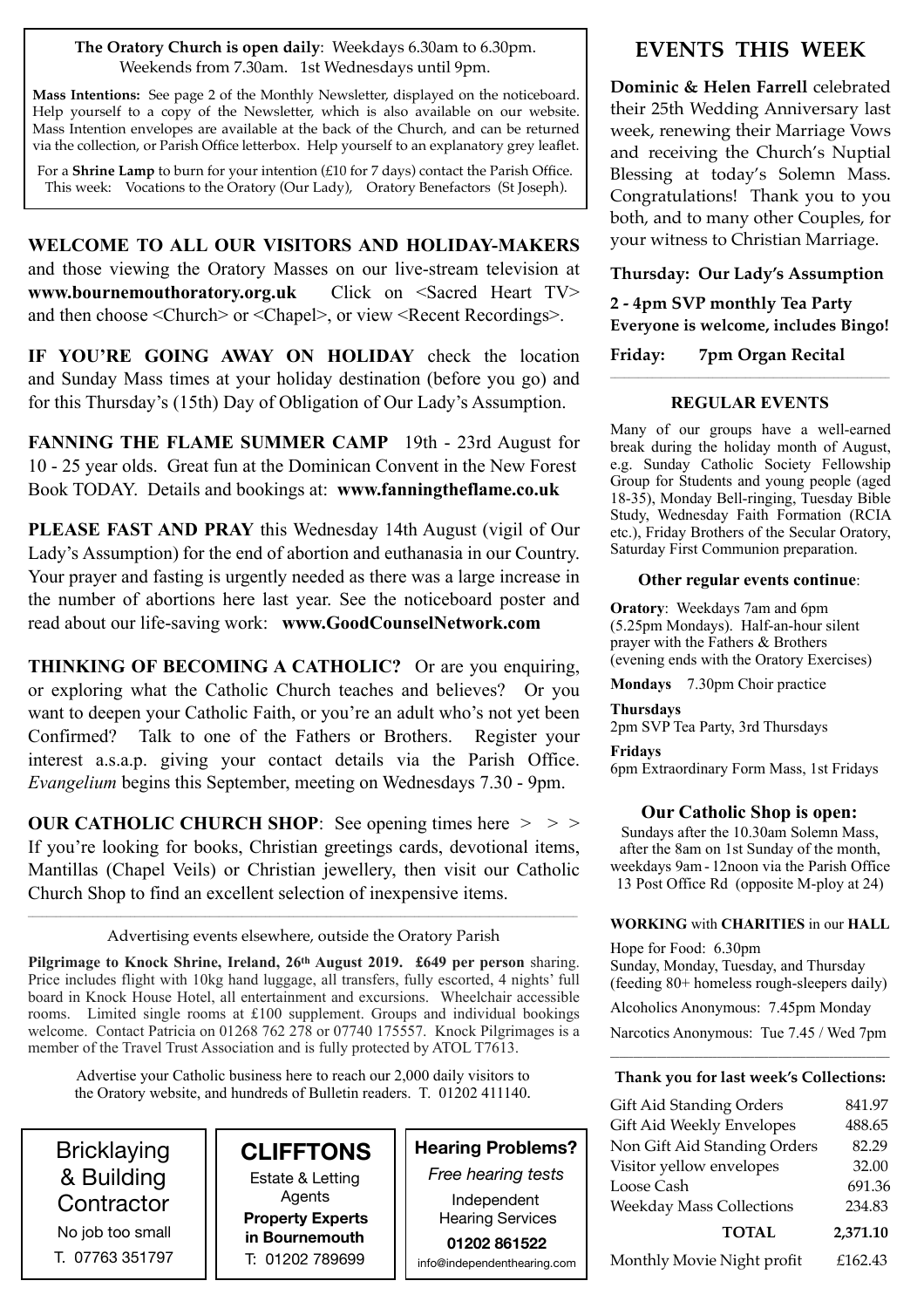**The Oratory Church is open daily**: Weekdays 6.30am to 6.30pm. Weekends from 7.30am. 1st Wednesdays until 9pm.

**Mass Intentions:** See page 2 of the Monthly Newsletter, displayed on the noticeboard. Help yourself to a copy of the Newsletter, which is also available on our website. Mass Intention envelopes are available at the back of the Church, and can be returned via the collection, or Parish Office letterbox. Help yourself to an explanatory grey leaflet.

For a **Shrine Lamp** to burn for your intention (£10 for 7 days) contact the Parish Office. This week: Vocations to the Oratory (Our Lady), Oratory Benefactors (St Joseph).

**WELCOME TO ALL OUR VISITORS AND HOLIDAY-MAKERS** and those viewing the Oratory Masses on our live-stream television at **www.bournemouthoratory.org.uk** Click on <Sacred Heart TV> and then choose <Church> or <Chapel>, or view <Recent Recordings>.

**IF YOU'RE GOING AWAY ON HOLIDAY** check the location and Sunday Mass times at your holiday destination (before you go) and for this Thursday's (15th) Day of Obligation of Our Lady's Assumption.

**FANNING THE FLAME SUMMER CAMP** 19th - 23rd August for 10 - 25 year olds. Great fun at the Dominican Convent in the New Forest Book TODAY. Details and bookings at: **www.fanningtheflame.co.uk**

**PLEASE FAST AND PRAY** this Wednesday 14th August (vigil of Our Lady's Assumption) for the end of abortion and euthanasia in our Country. Your prayer and fasting is urgently needed as there was a large increase in the number of abortions here last year. See the noticeboard poster and read about our life-saving work: **www.GoodCounselNetwork.com**

**THINKING OF BECOMING A CATHOLIC?** Or are you enquiring, or exploring what the Catholic Church teaches and believes? Or you want to deepen your Catholic Faith, or you're an adult who's not yet been Confirmed? Talk to one of the Fathers or Brothers. Register your interest a.s.a.p. giving your contact details via the Parish Office. *Evangelium* begins this September, meeting on Wednesdays 7.30 - 9pm.

**OUR CATHOLIC CHURCH SHOP**: See opening times here > > > If you're looking for books, Christian greetings cards, devotional items, Mantillas (Chapel Veils) or Christian jewellery, then visit our Catholic Church Shop to find an excellent selection of inexpensive items.

Advertising events elsewhere, outside the Oratory Parish

**Pilgrimage to Knock Shrine, Ireland, 26th August 2019. £649 per person** sharing. Price includes flight with 10kg hand luggage, all transfers, fully escorted, 4 nights' full board in Knock House Hotel, all entertainment and excursions. Wheelchair accessible rooms. Limited single rooms at £100 supplement. Groups and individual bookings welcome. Contact Patricia on 01268 762 278 or 07740 175557. Knock Pilgrimages is a member of the Travel Trust Association and is fully protected by ATOL T7613.

Advertise your Catholic business here to reach our 2,000 daily visitors to the Oratory website, and hundreds of Bulletin readers. T. 01202 411140.

Bricklaying & Building Contractor
No job too small
T. 07763 351797

**CLIFFTONS**
Estate & Letting Agents
**Property Experts in Bournemouth**
T: 01202 789699

**Hearing Problems?**
*Free hearing tests*
Independent Hearing Services
**01202 861522**
info@independenthearing.com

## EVENTS THIS WEEK

**Dominic & Helen Farrell** celebrated their 25th Wedding Anniversary last week, renewing their Marriage Vows and receiving the Church's Nuptial Blessing at today's Solemn Mass. Congratulations! Thank you to you both, and to many other Couples, for your witness to Christian Marriage.

**Thursday: Our Lady's Assumption**

**2 - 4pm SVP monthly Tea Party**
**Everyone is welcome, includes Bingo!**

**Friday: 7pm Organ Recital**

### REGULAR EVENTS

Many of our groups have a well-earned break during the holiday month of August, e.g. Sunday Catholic Society Fellowship Group for Students and young people (aged 18-35), Monday Bell-ringing, Tuesday Bible Study, Wednesday Faith Formation (RCIA etc.), Friday Brothers of the Secular Oratory, Saturday First Communion preparation.

**Other regular events continue**:

**Oratory**: Weekdays 7am and 6pm (5.25pm Mondays). Half-an-hour silent prayer with the Fathers & Brothers (evening ends with the Oratory Exercises)

**Mondays** 7.30pm Choir practice

**Thursdays**
2pm SVP Tea Party, 3rd Thursdays

**Fridays**
6pm Extraordinary Form Mass, 1st Fridays

### Our Catholic Shop is open:

Sundays after the 10.30am Solemn Mass, after the 8am on 1st Sunday of the month, weekdays 9am - 12noon via the Parish Office 13 Post Office Rd (opposite M-ploy at 24)

**WORKING** with **CHARITIES** in our **HALL**

Hope for Food: 6.30pm
Sunday, Monday, Tuesday, and Thursday (feeding 80+ homeless rough-sleepers daily)

Alcoholics Anonymous: 7.45pm Monday

Narcotics Anonymous: Tue 7.45 / Wed 7pm

**Thank you for last week's Collections:**

| | |
|---|---|
| Gift Aid Standing Orders | 841.97 |
| Gift Aid Weekly Envelopes | 488.65 |
| Non Gift Aid Standing Orders | 82.29 |
| Visitor yellow envelopes | 32.00 |
| Loose Cash | 691.36 |
| Weekday Mass Collections | 234.83 |
| **TOTAL** | **2,371.10** |
| Monthly Movie Night profit | £162.43 |